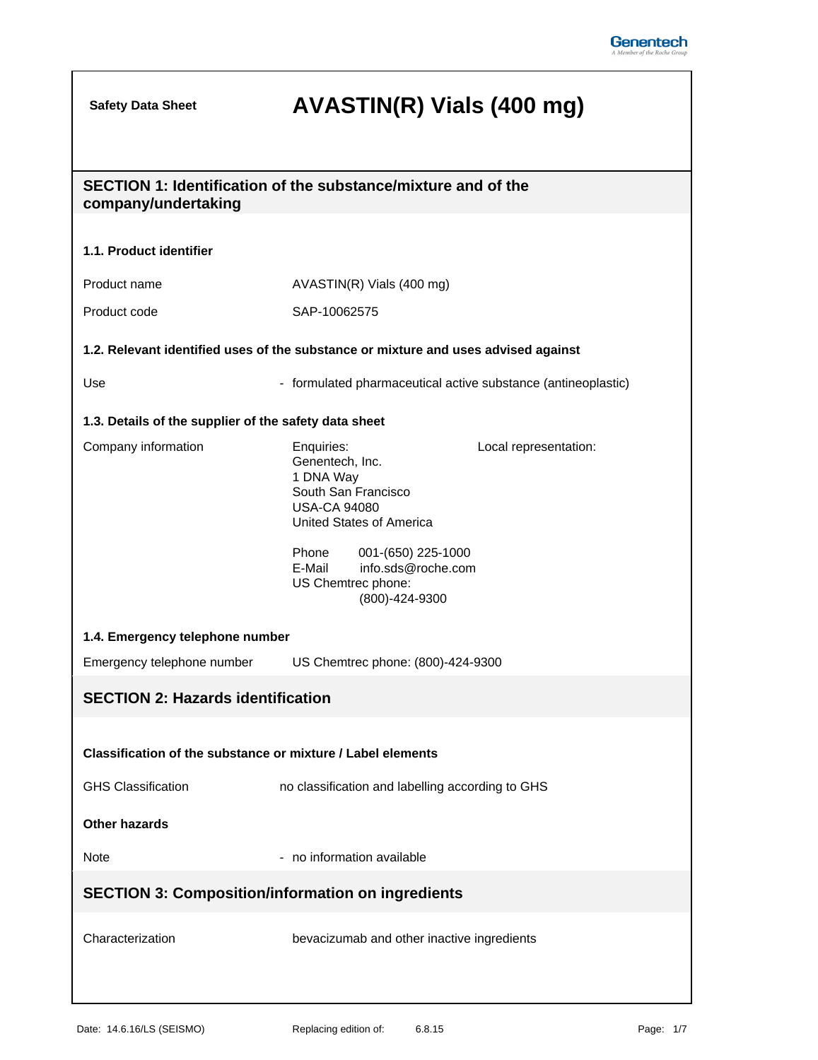**Safety Data Sheet**

# AVASTIN(R) Vials (400 mg)

## SECTION 1: Identification of the substance/mixture and of the company/undertaking

### 1.1. Product identifier

| | |
|---|---|
| Product name | AVASTIN(R) Vials (400 mg) |
| Product code | SAP-10062575 |

### 1.2. Relevant identified uses of the substance or mixture and uses advised against

| | |
|---|---|
| Use | - formulated pharmaceutical active substance (antineoplastic) |

### 1.3. Details of the supplier of the safety data sheet

| | | |
|---|---|---|
| Company information | Enquiries:<br>Genentech, Inc.<br>1 DNA Way<br>South San Francisco<br>USA-CA 94080<br>United States of America<br><br>Phone 001-(650) 225-1000<br>E-Mail info.sds@roche.com<br>US Chemtrec phone:<br>(800)-424-9300 | Local representation: |

### 1.4. Emergency telephone number

| | |
|---|---|
| Emergency telephone number | US Chemtrec phone: (800)-424-9300 |

## SECTION 2: Hazards identification

### Classification of the substance or mixture / Label elements

| | |
|---|---|
| GHS Classification | no classification and labelling according to GHS |

### Other hazards

| | |
|---|---|
| Note | - no information available |

## SECTION 3: Composition/information on ingredients

| | |
|---|---|
| Characterization | bevacizumab and other inactive ingredients |

Date: 14.6.16/LS (SEISMO) Replacing edition of: 6.8.15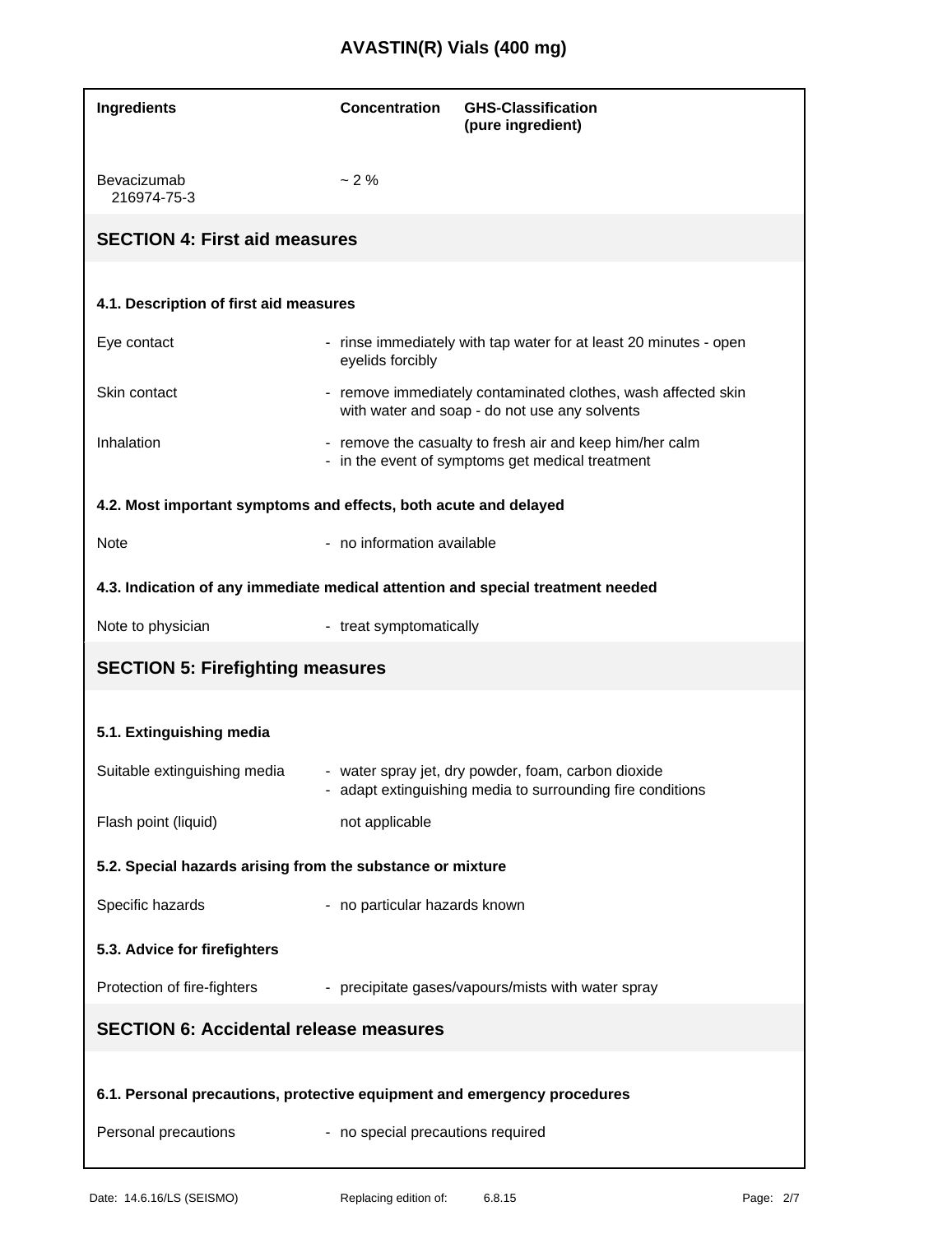| Ingredients | Concentration | GHS-Classification (pure ingredient) |
|---|---|---|
| Bevacizumab 216974-75-3 | ~ 2 % | |

## SECTION 4: First aid measures

### 4.1. Description of first aid measures

| | |
|---|---|
| Eye contact | - rinse immediately with tap water for at least 20 minutes - open eyelids forcibly |
| Skin contact | - remove immediately contaminated clothes, wash affected skin with water and soap - do not use any solvents |
| Inhalation | - remove the casualty to fresh air and keep him/her calm<br>- in the event of symptoms get medical treatment |

### 4.2. Most important symptoms and effects, both acute and delayed

| | |
|---|---|
| Note | - no information available |

### 4.3. Indication of any immediate medical attention and special treatment needed

| | |
|---|---|
| Note to physician | - treat symptomatically |

## SECTION 5: Firefighting measures

### 5.1. Extinguishing media

| | |
|---|---|
| Suitable extinguishing media | - water spray jet, dry powder, foam, carbon dioxide<br>- adapt extinguishing media to surrounding fire conditions |
| Flash point (liquid) | not applicable |

### 5.2. Special hazards arising from the substance or mixture

| | |
|---|---|
| Specific hazards | - no particular hazards known |

### 5.3. Advice for firefighters

| | |
|---|---|
| Protection of fire-fighters | - precipitate gases/vapours/mists with water spray |

## SECTION 6: Accidental release measures

### 6.1. Personal precautions, protective equipment and emergency procedures

| | |
|---|---|
| Personal precautions | - no special precautions required |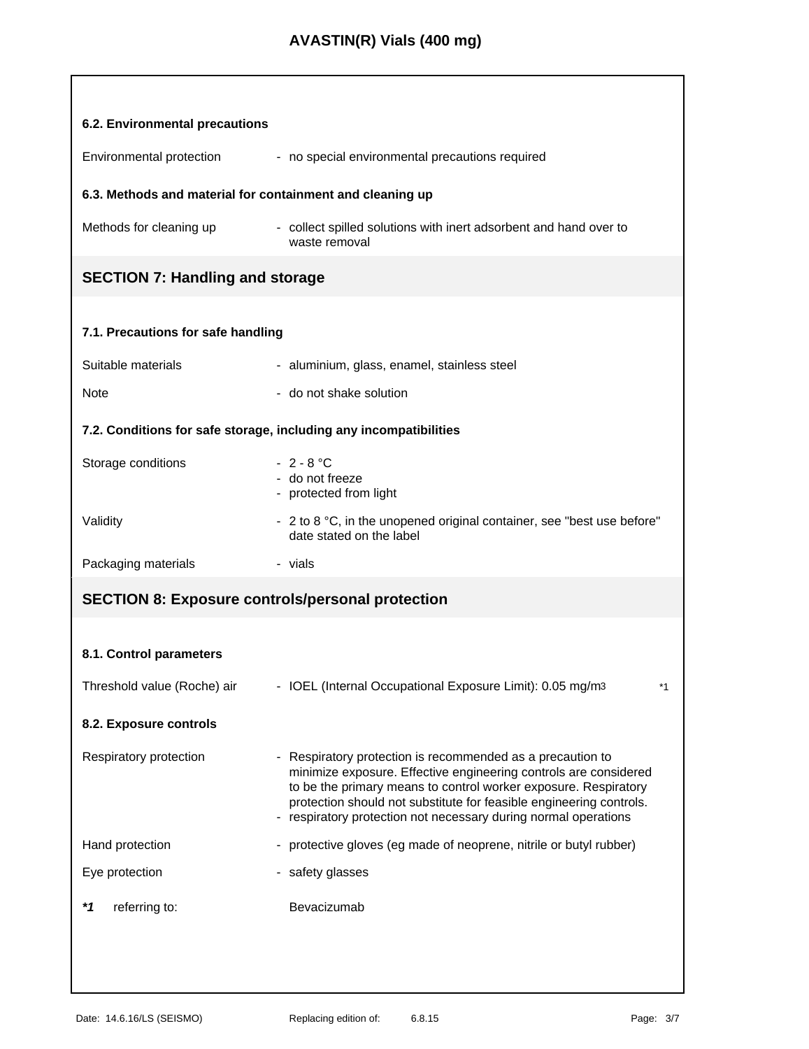### 6.2. Environmental precautions

Environmental protection - no special environmental precautions required

### 6.3. Methods and material for containment and cleaning up

Methods for cleaning up - collect spilled solutions with inert adsorbent and hand over to waste removal

## SECTION 7: Handling and storage

### 7.1. Precautions for safe handling

Suitable materials - aluminium, glass, enamel, stainless steel

Note - do not shake solution

### 7.2. Conditions for safe storage, including any incompatibilities

Storage conditions
- 2 - 8 °C
- do not freeze
- protected from light

Validity - 2 to 8 °C, in the unopened original container, see "best use before" date stated on the label

Packaging materials - vials

## SECTION 8: Exposure controls/personal protection

### 8.1. Control parameters

Threshold value (Roche) air - IOEL (Internal Occupational Exposure Limit): 0.05 mg/$m^3$ *1

### 8.2. Exposure controls

Respiratory protection
- Respiratory protection is recommended as a precaution to minimize exposure. Effective engineering controls are considered to be the primary means to control worker exposure. Respiratory protection should not substitute for feasible engineering controls.
- respiratory protection not necessary during normal operations

Hand protection - protective gloves (eg made of neoprene, nitrile or butyl rubber)

Eye protection - safety glasses

***1** referring to: Bevacizumab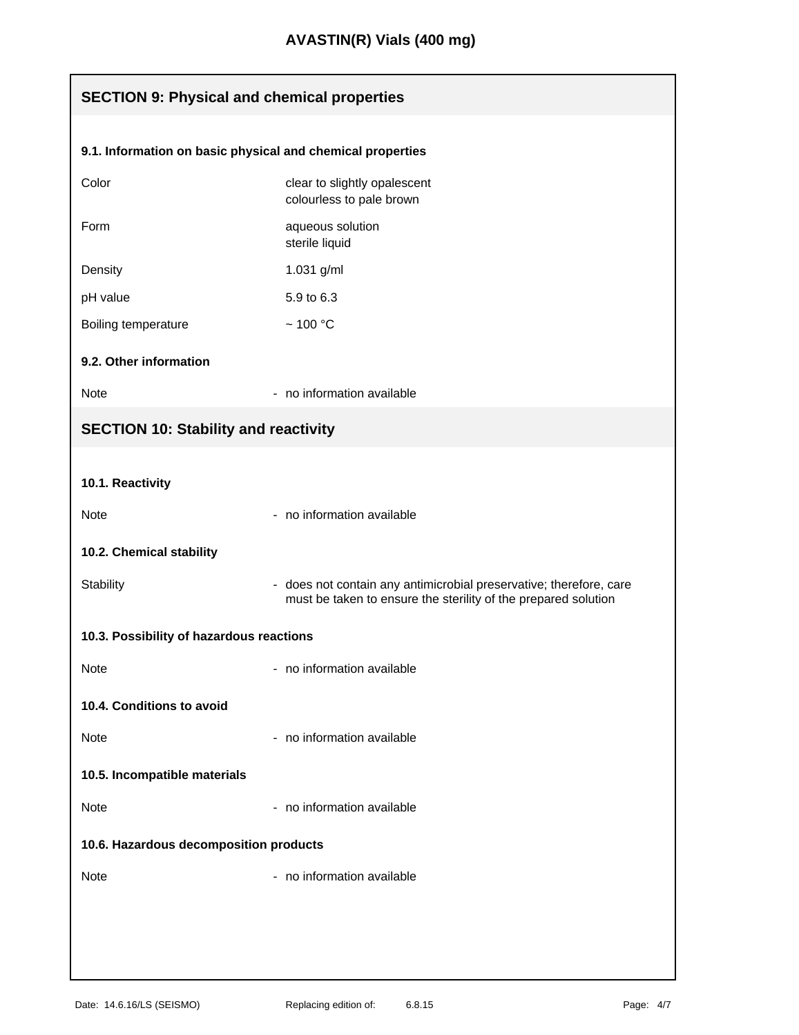## SECTION 9: Physical and chemical properties

### 9.1. Information on basic physical and chemical properties

| | |
|---|---|
| Color | clear to slightly opalescent<br>colourless to pale brown |
| Form | aqueous solution<br>sterile liquid |
| Density | 1.031 g/ml |
| pH value | 5.9 to 6.3 |
| Boiling temperature | ~ 100 °C |

### 9.2. Other information

| | |
|---|---|
| Note | - no information available |

## SECTION 10: Stability and reactivity

### 10.1. Reactivity

| | |
|---|---|
| Note | - no information available |

### 10.2. Chemical stability

| | |
|---|---|
| Stability | - does not contain any antimicrobial preservative; therefore, care must be taken to ensure the sterility of the prepared solution |

### 10.3. Possibility of hazardous reactions

| | |
|---|---|
| Note | - no information available |

### 10.4. Conditions to avoid

| | |
|---|---|
| Note | - no information available |

### 10.5. Incompatible materials

| | |
|---|---|
| Note | - no information available |

### 10.6. Hazardous decomposition products

| | |
|---|---|
| Note | - no information available |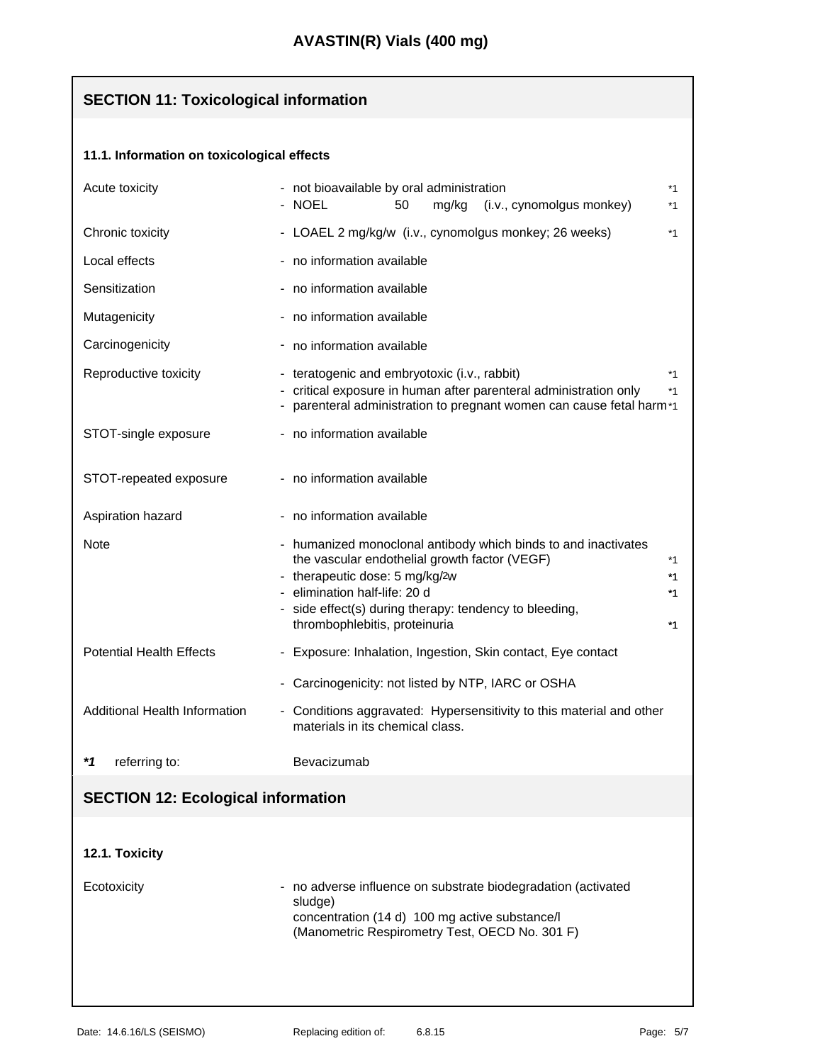## SECTION 11: Toxicological information

### 11.1. Information on toxicological effects

| | | |
|---|---|---|
| Acute toxicity | - not bioavailable by oral administration | *1 |
| | - NOEL 50 mg/kg (i.v., cynomolgus monkey) | *1 |
| Chronic toxicity | - LOAEL 2 mg/kg/w (i.v., cynomolgus monkey; 26 weeks) | *1 |
| Local effects | - no information available | |
| Sensitization | - no information available | |
| Mutagenicity | - no information available | |
| Carcinogenicity | - no information available | |
| Reproductive toxicity | - teratogenic and embryotoxic (i.v., rabbit) | *1 |
| | - critical exposure in human after parenteral administration only | *1 |
| | - parenteral administration to pregnant women can cause fetal harm | *1 |
| STOT-single exposure | - no information available | |
| STOT-repeated exposure | - no information available | |
| Aspiration hazard | - no information available | |
| Note | - humanized monoclonal antibody which binds to and inactivates the vascular endothelial growth factor (VEGF) | *1 |
| | - therapeutic dose: 5 mg/kg/2w | *1 |
| | - elimination half-life: 20 d | *1 |
| | - side effect(s) during therapy: tendency to bleeding, thrombophlebitis, proteinuria | *1 |
| Potential Health Effects | - Exposure: Inhalation, Ingestion, Skin contact, Eye contact | |
| | - Carcinogenicity: not listed by NTP, IARC or OSHA | |
| Additional Health Information | - Conditions aggravated: Hypersensitivity to this material and other materials in its chemical class. | |

***1** referring to: Bevacizumab

## SECTION 12: Ecological information

### 12.1. Toxicity

| | |
|---|---|
| Ecotoxicity | - no adverse influence on substrate biodegradation (activated sludge) concentration (14 d) 100 mg active substance/l (Manometric Respirometry Test, OECD No. 301 F) |

Date: 14.6.16/LS (SEISMO) Replacing edition of: 6.8.15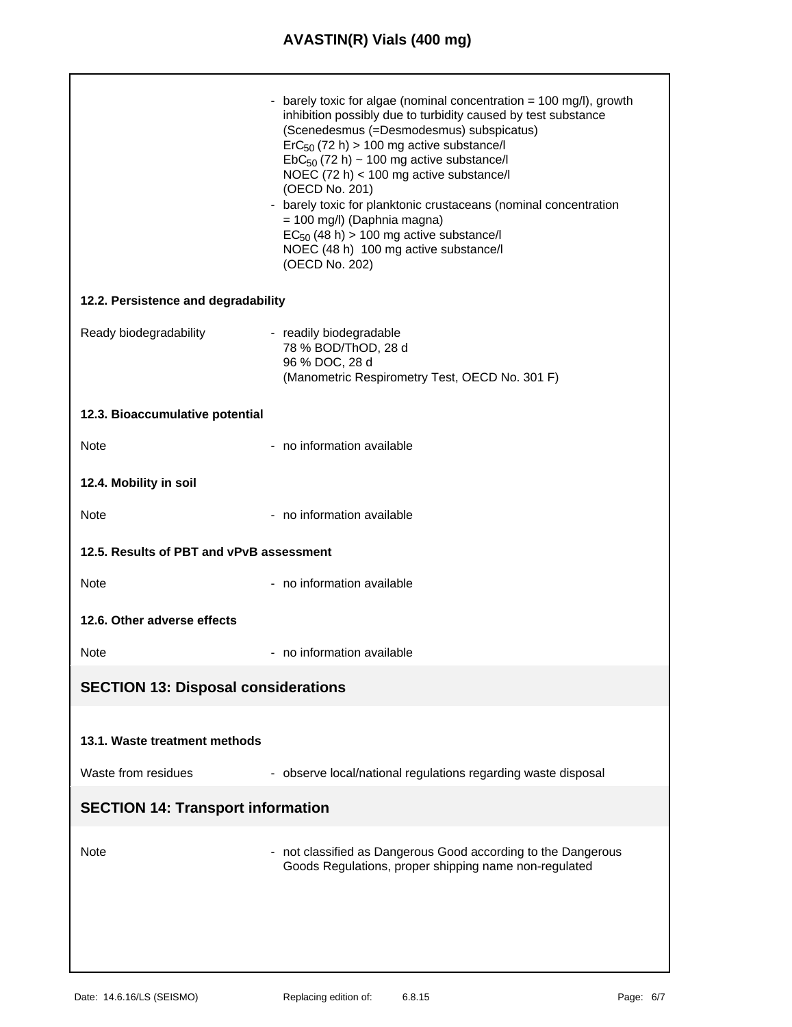- barely toxic for algae (nominal concentration = 100 mg/l), growth inhibition possibly due to turbidity caused by test substance (Scenedesmus (=Desmodesmus) subspicatus)
  $ErC_{50}$ (72 h) > 100 mg active substance/l
  $EbC_{50}$ (72 h) ~ 100 mg active substance/l
  NOEC (72 h) < 100 mg active substance/l
  (OECD No. 201)
- barely toxic for planktonic crustaceans (nominal concentration = 100 mg/l) (Daphnia magna)
  $EC_{50}$ (48 h) > 100 mg active substance/l
  NOEC (48 h)  100 mg active substance/l
  (OECD No. 202)

**12.2. Persistence and degradability**

| | |
|---|---|
| Ready biodegradability | - readily biodegradable<br>78 % BOD/ThOD, 28 d<br>96 % DOC, 28 d<br>(Manometric Respirometry Test, OECD No. 301 F) |

**12.3. Bioaccumulative potential**

| | |
|---|---|
| Note | - no information available |

**12.4. Mobility in soil**

| | |
|---|---|
| Note | - no information available |

**12.5. Results of PBT and vPvB assessment**

| | |
|---|---|
| Note | - no information available |

**12.6. Other adverse effects**

| | |
|---|---|
| Note | - no information available |

## SECTION 13: Disposal considerations

**13.1. Waste treatment methods**

| | |
|---|---|
| Waste from residues | - observe local/national regulations regarding waste disposal |

## SECTION 14: Transport information

| | |
|---|---|
| Note | - not classified as Dangerous Good according to the Dangerous Goods Regulations, proper shipping name non-regulated |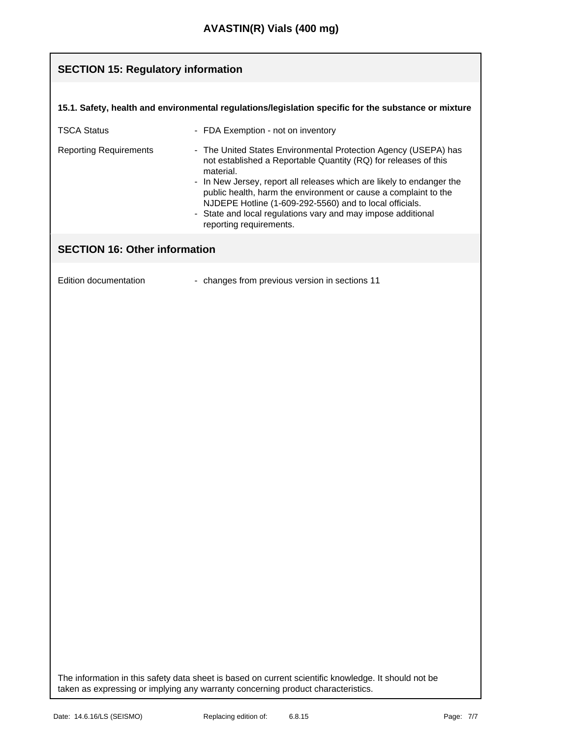## SECTION 15: Regulatory information

### 15.1. Safety, health and environmental regulations/legislation specific for the substance or mixture

| | |
|---|---|
| TSCA Status | - FDA Exemption - not on inventory |
| Reporting Requirements | - The United States Environmental Protection Agency (USEPA) has not established a Reportable Quantity (RQ) for releases of this material.<br>- In New Jersey, report all releases which are likely to endanger the public health, harm the environment or cause a complaint to the NJDEPE Hotline (1-609-292-5560) and to local officials.<br>- State and local regulations vary and may impose additional reporting requirements. |

## SECTION 16: Other information

| | |
|---|---|
| Edition documentation | - changes from previous version in sections 11 |

The information in this safety data sheet is based on current scientific knowledge. It should not be taken as expressing or implying any warranty concerning product characteristics.

Date: 14.6.16/LS (SEISMO) Replacing edition of: 6.8.15